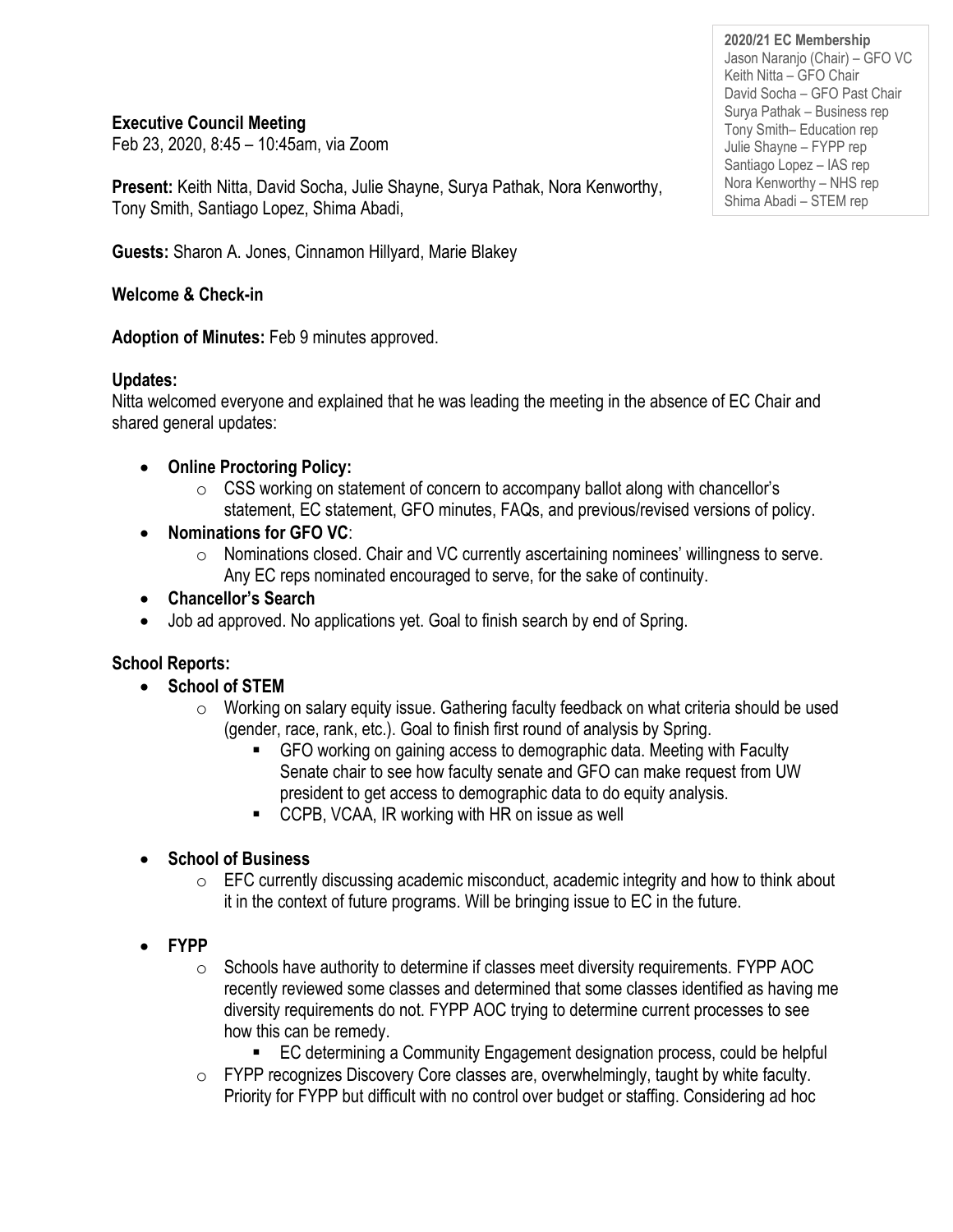**2020/21 EC Membership**
Jason Naranjo (Chair) – GFO VC
Keith Nitta – GFO Chair
David Socha – GFO Past Chair
Surya Pathak – Business rep
Tony Smith– Education rep
Julie Shayne – FYPP rep
Santiago Lopez – IAS rep
Nora Kenworthy – NHS rep
Shima Abadi – STEM rep

**Executive Council Meeting**
Feb 23, 2020, 8:45 – 10:45am, via Zoom

**Present:** Keith Nitta, David Socha, Julie Shayne, Surya Pathak, Nora Kenworthy, Tony Smith, Santiago Lopez, Shima Abadi,

**Guests:** Sharon A. Jones, Cinnamon Hillyard, Marie Blakey

**Welcome & Check-in**

**Adoption of Minutes:** Feb 9 minutes approved.

**Updates:**
Nitta welcomed everyone and explained that he was leading the meeting in the absence of EC Chair and shared general updates:

- **Online Proctoring Policy:**
  - CSS working on statement of concern to accompany ballot along with chancellor's statement, EC statement, GFO minutes, FAQs, and previous/revised versions of policy.
- **Nominations for GFO VC**:
  - Nominations closed. Chair and VC currently ascertaining nominees' willingness to serve. Any EC reps nominated encouraged to serve, for the sake of continuity.
- **Chancellor's Search**
- Job ad approved. No applications yet. Goal to finish search by end of Spring.

**School Reports:**

- **School of STEM**
  - Working on salary equity issue. Gathering faculty feedback on what criteria should be used (gender, race, rank, etc.). Goal to finish first round of analysis by Spring.
    - GFO working on gaining access to demographic data. Meeting with Faculty Senate chair to see how faculty senate and GFO can make request from UW president to get access to demographic data to do equity analysis.
    - CCPB, VCAA, IR working with HR on issue as well

- **School of Business**
  - EFC currently discussing academic misconduct, academic integrity and how to think about it in the context of future programs. Will be bringing issue to EC in the future.

- **FYPP**
  - Schools have authority to determine if classes meet diversity requirements. FYPP AOC recently reviewed some classes and determined that some classes identified as having me diversity requirements do not. FYPP AOC trying to determine current processes to see how this can be remedy.
    - EC determining a Community Engagement designation process, could be helpful
  - FYPP recognizes Discovery Core classes are, overwhelmingly, taught by white faculty. Priority for FYPP but difficult with no control over budget or staffing. Considering ad hoc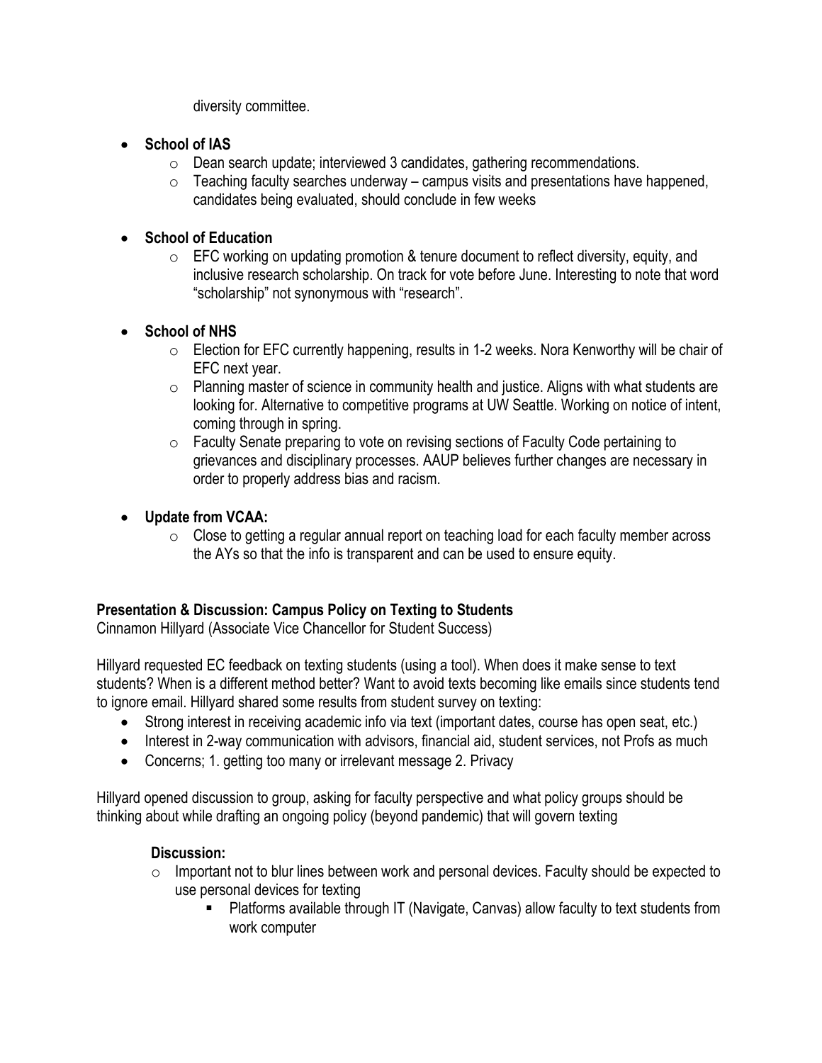diversity committee.

- **School of IAS**
    - Dean search update; interviewed 3 candidates, gathering recommendations.
    - Teaching faculty searches underway – campus visits and presentations have happened, candidates being evaluated, should conclude in few weeks

- **School of Education**
    - EFC working on updating promotion & tenure document to reflect diversity, equity, and inclusive research scholarship. On track for vote before June. Interesting to note that word "scholarship" not synonymous with "research".

- **School of NHS**
    - Election for EFC currently happening, results in 1-2 weeks. Nora Kenworthy will be chair of EFC next year.
    - Planning master of science in community health and justice. Aligns with what students are looking for. Alternative to competitive programs at UW Seattle. Working on notice of intent, coming through in spring.
    - Faculty Senate preparing to vote on revising sections of Faculty Code pertaining to grievances and disciplinary processes. AAUP believes further changes are necessary in order to properly address bias and racism.

- **Update from VCAA:**
    - Close to getting a regular annual report on teaching load for each faculty member across the AYs so that the info is transparent and can be used to ensure equity.

**Presentation & Discussion: Campus Policy on Texting to Students**
Cinnamon Hillyard (Associate Vice Chancellor for Student Success)

Hillyard requested EC feedback on texting students (using a tool). When does it make sense to text students? When is a different method better? Want to avoid texts becoming like emails since students tend to ignore email. Hillyard shared some results from student survey on texting:

- Strong interest in receiving academic info via text (important dates, course has open seat, etc.)
- Interest in 2-way communication with advisors, financial aid, student services, not Profs as much
- Concerns; 1. getting too many or irrelevant message 2. Privacy

Hillyard opened discussion to group, asking for faculty perspective and what policy groups should be thinking about while drafting an ongoing policy (beyond pandemic) that will govern texting

**Discussion:**

- Important not to blur lines between work and personal devices. Faculty should be expected to use personal devices for texting
    - Platforms available through IT (Navigate, Canvas) allow faculty to text students from work computer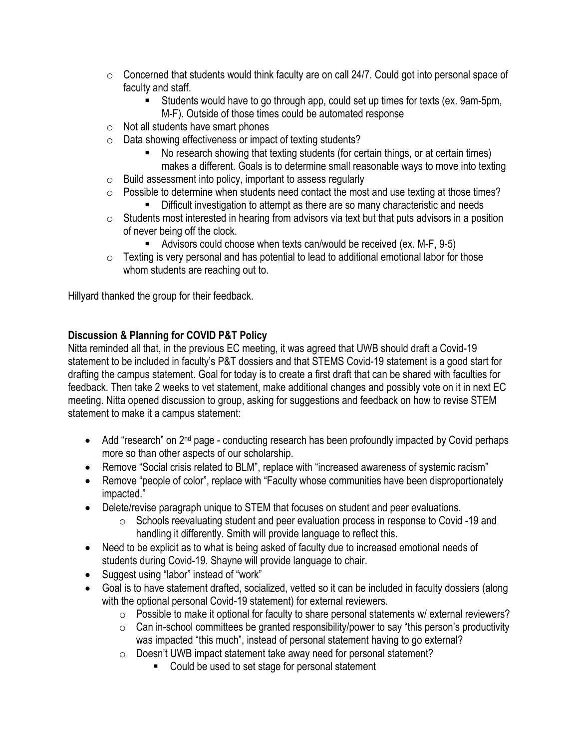- Concerned that students would think faculty are on call 24/7. Could got into personal space of faculty and staff.
    - Students would have to go through app, could set up times for texts (ex. 9am-5pm, M-F). Outside of those times could be automated response
- Not all students have smart phones
- Data showing effectiveness or impact of texting students?
    - No research showing that texting students (for certain things, or at certain times) makes a different. Goals is to determine small reasonable ways to move into texting
- Build assessment into policy, important to assess regularly
- Possible to determine when students need contact the most and use texting at those times?
    - Difficult investigation to attempt as there are so many characteristic and needs
- Students most interested in hearing from advisors via text but that puts advisors in a position of never being off the clock.
    - Advisors could choose when texts can/would be received (ex. M-F, 9-5)
- Texting is very personal and has potential to lead to additional emotional labor for those whom students are reaching out to.

Hillyard thanked the group for their feedback.

**Discussion & Planning for COVID P&T Policy**

Nitta reminded all that, in the previous EC meeting, it was agreed that UWB should draft a Covid-19 statement to be included in faculty's P&T dossiers and that STEMS Covid-19 statement is a good start for drafting the campus statement. Goal for today is to create a first draft that can be shared with faculties for feedback. Then take 2 weeks to vet statement, make additional changes and possibly vote on it in next EC meeting. Nitta opened discussion to group, asking for suggestions and feedback on how to revise STEM statement to make it a campus statement:

- Add "research" on 2nd page - conducting research has been profoundly impacted by Covid perhaps more so than other aspects of our scholarship.
- Remove "Social crisis related to BLM", replace with "increased awareness of systemic racism"
- Remove "people of color", replace with "Faculty whose communities have been disproportionately impacted."
- Delete/revise paragraph unique to STEM that focuses on student and peer evaluations.
    - Schools reevaluating student and peer evaluation process in response to Covid -19 and handling it differently. Smith will provide language to reflect this.
- Need to be explicit as to what is being asked of faculty due to increased emotional needs of students during Covid-19. Shayne will provide language to chair.
- Suggest using "labor" instead of "work"
- Goal is to have statement drafted, socialized, vetted so it can be included in faculty dossiers (along with the optional personal Covid-19 statement) for external reviewers.
    - Possible to make it optional for faculty to share personal statements w/ external reviewers?
    - Can in-school committees be granted responsibility/power to say "this person's productivity was impacted "this much", instead of personal statement having to go external?
    - Doesn't UWB impact statement take away need for personal statement?
        - Could be used to set stage for personal statement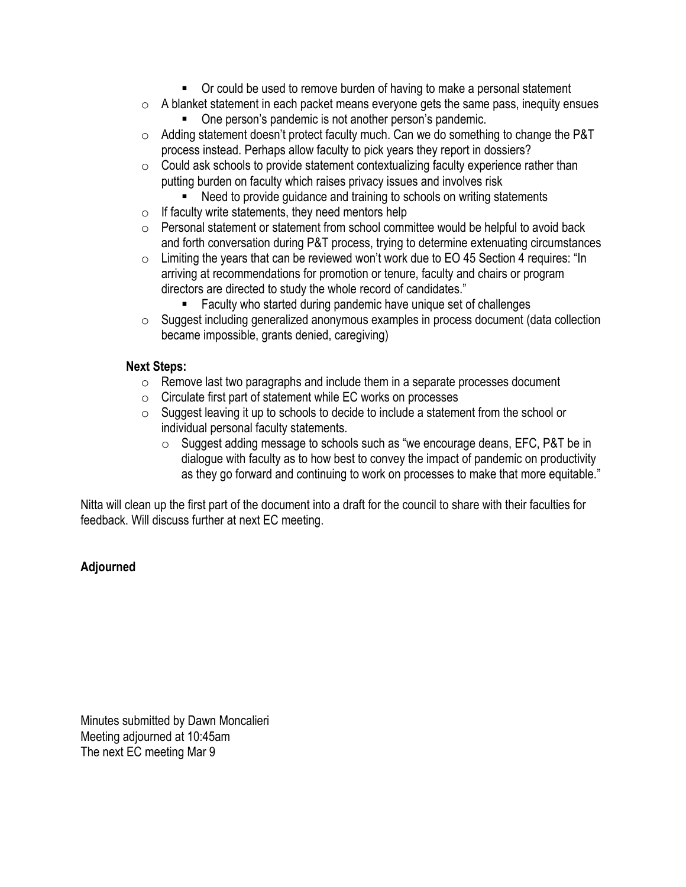- Or could be used to remove burden of having to make a personal statement
  - A blanket statement in each packet means everyone gets the same pass, inequity ensues
    - One person's pandemic is not another person's pandemic.
  - Adding statement doesn't protect faculty much. Can we do something to change the P&T process instead. Perhaps allow faculty to pick years they report in dossiers?
  - Could ask schools to provide statement contextualizing faculty experience rather than putting burden on faculty which raises privacy issues and involves risk
    - Need to provide guidance and training to schools on writing statements
  - If faculty write statements, they need mentors help
  - Personal statement or statement from school committee would be helpful to avoid back and forth conversation during P&T process, trying to determine extenuating circumstances
  - Limiting the years that can be reviewed won't work due to EO 45 Section 4 requires: "In arriving at recommendations for promotion or tenure, faculty and chairs or program directors are directed to study the whole record of candidates."
    - Faculty who started during pandemic have unique set of challenges
  - Suggest including generalized anonymous examples in process document (data collection became impossible, grants denied, caregiving)

**Next Steps:**

- Remove last two paragraphs and include them in a separate processes document
- Circulate first part of statement while EC works on processes
- Suggest leaving it up to schools to decide to include a statement from the school or individual personal faculty statements.
  - Suggest adding message to schools such as "we encourage deans, EFC, P&T be in dialogue with faculty as to how best to convey the impact of pandemic on productivity as they go forward and continuing to work on processes to make that more equitable."

Nitta will clean up the first part of the document into a draft for the council to share with their faculties for feedback. Will discuss further at next EC meeting.

**Adjourned**

Minutes submitted by Dawn Moncalieri
Meeting adjourned at 10:45am
The next EC meeting Mar 9